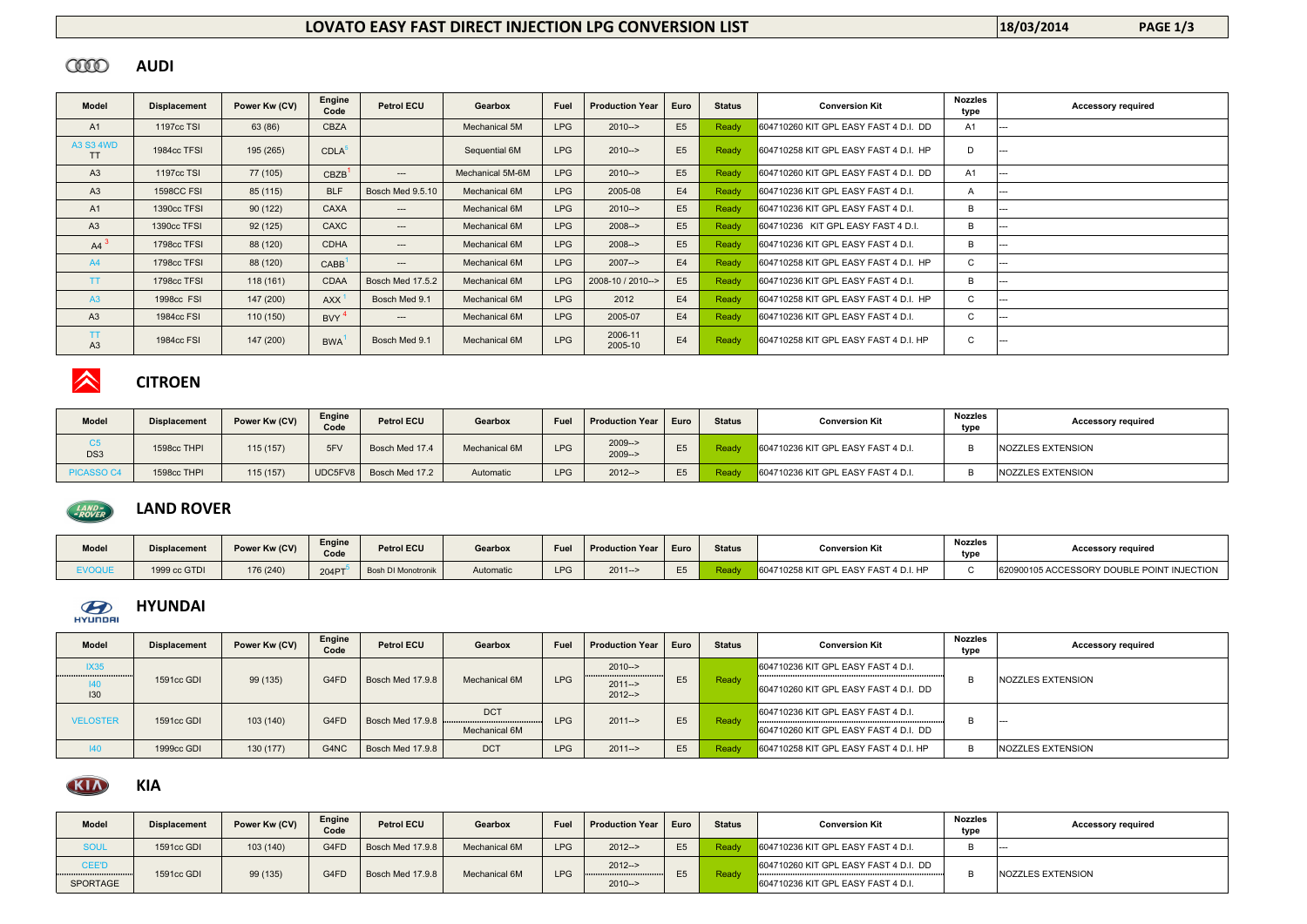# LOVATO EASY FAST DIRECT INJECTION LPG CONVERSION LIST

18/03/2014

## AUDI

| Model | Displacement | Power Kw (CV) | Engine Code | Petrol ECU | Gearbox | Fuel | Production Year | Euro | Status | Conversion Kit | Nozzles type | Accessory required |
|---|---|---|---|---|---|---|---|---|---|---|---|---|
| A1 | 1197cc TSI | 63 (86) | CBZA | | Mechanical 5M | LPG | 2010--> | E5 | Ready | 604710260 KIT GPL EASY FAST 4 D.I. DD | A1 | --- |
| A3 S3 4WD TT | 1984cc TFSI | 195 (265) | CDLA[5] | | Sequential 6M | LPG | 2010--> | E5 | Ready | 604710258 KIT GPL EASY FAST 4 D.I. HP | D | --- |
| A3 | 1197cc TSI | 77 (105) | CBZB[1] | --- | Mechanical 5M-6M | LPG | 2010--> | E5 | Ready | 604710260 KIT GPL EASY FAST 4 D.I. DD | A1 | --- |
| A3 | 1598CC FSI | 85 (115) | BLF | Bosch Med 9.5.10 | Mechanical 6M | LPG | 2005-08 | E4 | Ready | 604710236 KIT GPL EASY FAST 4 D.I. | A | --- |
| A1 | 1390cc TFSI | 90 (122) | CAXA | --- | Mechanical 6M | LPG | 2010--> | E5 | Ready | 604710236 KIT GPL EASY FAST 4 D.I. | B | --- |
| A3 | 1390cc TFSI | 92 (125) | CAXC | --- | Mechanical 6M | LPG | 2008--> | E5 | Ready | 604710236 KIT GPL EASY FAST 4 D.I. | B | --- |
| A4[3] | 1798cc TFSI | 88 (120) | CDHA | --- | Mechanical 6M | LPG | 2008--> | E5 | Ready | 604710236 KIT GPL EASY FAST 4 D.I. | B | --- |
| A4 | 1798cc TFSI | 88 (120) | CABB[1] | --- | Mechanical 6M | LPG | 2007--> | E4 | Ready | 604710258 KIT GPL EASY FAST 4 D.I. HP | C | --- |
| TT | 1798cc TFSI | 118 (161) | CDAA | Bosch Med 17.5.2 | Mechanical 6M | LPG | 2008-10 / 2010--> | E5 | Ready | 604710236 KIT GPL EASY FAST 4 D.I. | B | --- |
| A3 | 1998cc FSI | 147 (200) | AXX[1] | Bosch Med 9.1 | Mechanical 6M | LPG | 2012 | E4 | Ready | 604710258 KIT GPL EASY FAST 4 D.I. HP | C | --- |
| A3 | 1984cc FSI | 110 (150) | BVY[4] | --- | Mechanical 6M | LPG | 2005-07 | E4 | Ready | 604710236 KIT GPL EASY FAST 4 D.I. | C | --- |
| TT A3 | 1984cc FSI | 147 (200) | BWA[1] | Bosch Med 9.1 | Mechanical 6M | LPG | 2006-11 2005-10 | E4 | Ready | 604710258 KIT GPL EASY FAST 4 D.I. HP | C | --- |

## CITROEN

| Model | Displacement | Power Kw (CV) | Engine Code | Petrol ECU | Gearbox | Fuel | Production Year | Euro | Status | Conversion Kit | Nozzles type | Accessory required |
|---|---|---|---|---|---|---|---|---|---|---|---|---|
| C5 DS3 | 1598cc THPI | 115 (157) | 5FV | Bosch Med 17.4 | Mechanical 6M | LPG | 2009--> 2009--> | E5 | Ready | 604710236 KIT GPL EASY FAST 4 D.I. | B | NOZZLES EXTENSION |
| PICASSO C4 | 1598cc THPI | 115 (157) | UDC5FV8 | Bosch Med 17.2 | Automatic | LPG | 2012--> | E5 | Ready | 604710236 KIT GPL EASY FAST 4 D.I. | B | NOZZLES EXTENSION |

## LAND ROVER

| Model | Displacement | Power Kw (CV) | Engine Code | Petrol ECU | Gearbox | Fuel | Production Year | Euro | Status | Conversion Kit | Nozzles type | Accessory required |
|---|---|---|---|---|---|---|---|---|---|---|---|---|
| EVOQUE | 1999 cc GTDI | 176 (240) | 204PT[5] | Bosh DI Monotronik | Automatic | LPG | 2011--> | E5 | Ready | 604710258 KIT GPL EASY FAST 4 D.I. HP | C | 620900105 ACCESSORY DOUBLE POINT INJECTION |

## HYUNDAI

| Model | Displacement | Power Kw (CV) | Engine Code | Petrol ECU | Gearbox | Fuel | Production Year | Euro | Status | Conversion Kit | Nozzles type | Accessory required |
|---|---|---|---|---|---|---|---|---|---|---|---|---|
| IX35 / I40 I30 | 1591cc GDI | 99 (135) | G4FD | Bosch Med 17.9.8 | Mechanical 6M | LPG | 2010--> / 2011--> 2012--> | E5 | Ready | 604710236 KIT GPL EASY FAST 4 D.I. / 604710260 KIT GPL EASY FAST 4 D.I. DD | B | NOZZLES EXTENSION |
| VELOSTER | 1591cc GDI | 103 (140) | G4FD | Bosch Med 17.9.8 | DCT / Mechanical 6M | LPG | 2011--> | E5 | Ready | 604710236 KIT GPL EASY FAST 4 D.I. / 604710260 KIT GPL EASY FAST 4 D.I. DD | B | --- |
| I40 | 1999cc GDI | 130 (177) | G4NC | Bosch Med 17.9.8 | DCT | LPG | 2011--> | E5 | Ready | 604710258 KIT GPL EASY FAST 4 D.I. HP | B | NOZZLES EXTENSION |

## KIA

| Model | Displacement | Power Kw (CV) | Engine Code | Petrol ECU | Gearbox | Fuel | Production Year | Euro | Status | Conversion Kit | Nozzles type | Accessory required |
|---|---|---|---|---|---|---|---|---|---|---|---|---|
| SOUL | 1591cc GDI | 103 (140) | G4FD | Bosch Med 17.9.8 | Mechanical 6M | LPG | 2012--> | E5 | Ready | 604710236 KIT GPL EASY FAST 4 D.I. | B | --- |
| CEE'D / SPORTAGE | 1591cc GDI | 99 (135) | G4FD | Bosch Med 17.9.8 | Mechanical 6M | LPG | 2012--> / 2010--> | E5 | Ready | 604710260 KIT GPL EASY FAST 4 D.I. DD / 604710236 KIT GPL EASY FAST 4 D.I. | B | NOZZLES EXTENSION |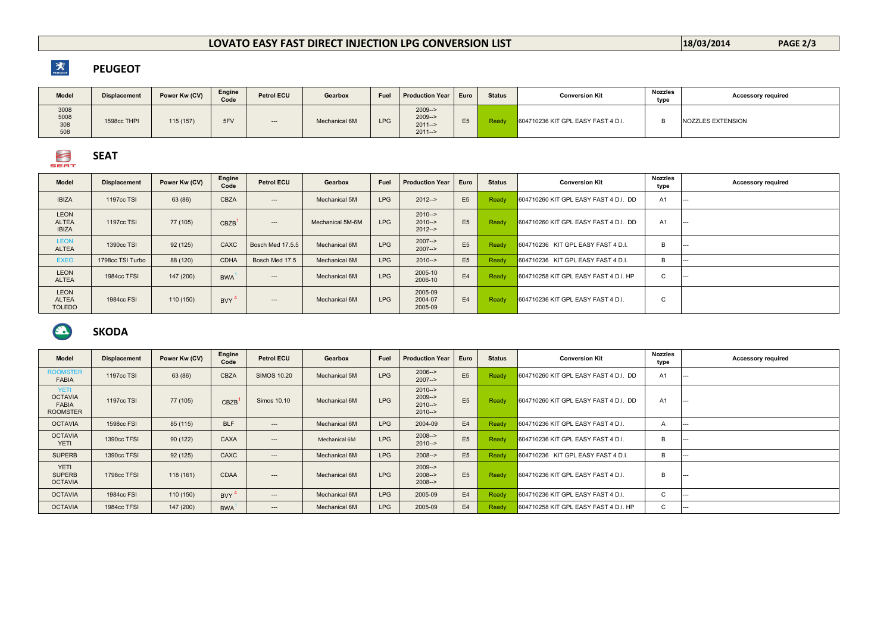# LOVATO EASY FAST DIRECT INJECTION LPG CONVERSION LIST

18/03/2014

## PEUGEOT

| Model | Displacement | Power Kw (CV) | Engine Code | Petrol ECU | Gearbox | Fuel | Production Year | Euro | Status | Conversion Kit | Nozzles type | Accessory required |
|---|---|---|---|---|---|---|---|---|---|---|---|---|
| 3008<br>5008<br>308<br>508 | 1598cc THPI | 115 (157) | 5FV | --- | Mechanical 6M | LPG | 2009--><br>2009--><br>2011--><br>2011--> | E5 | Ready | 604710236 KIT GPL EASY FAST 4 D.I. | B | NOZZLES EXTENSION |

## SEAT

| Model | Displacement | Power Kw (CV) | Engine Code | Petrol ECU | Gearbox | Fuel | Production Year | Euro | Status | Conversion Kit | Nozzles type | Accessory required |
|---|---|---|---|---|---|---|---|---|---|---|---|---|
| IBIZA | 1197cc TSI | 63 (86) | CBZA | --- | Mechanical 5M | LPG | 2012--> | E5 | Ready | 604710260 KIT GPL EASY FAST 4 D.I. DD | A1 | --- |
| LEON<br>ALTEA<br>IBIZA | 1197cc TSI | 77 (105) | CBZB[1] | --- | Mechanical 5M-6M | LPG | 2010--><br>2010--><br>2012--> | E5 | Ready | 604710260 KIT GPL EASY FAST 4 D.I. DD | A1 | --- |
| LEON<br>ALTEA | 1390cc TSI | 92 (125) | CAXC | Bosch Med 17.5.5 | Mechanical 6M | LPG | 2007--><br>2007--> | E5 | Ready | 604710236 KIT GPL EASY FAST 4 D.I. | B | --- |
| EXEO | 1798cc TSI Turbo | 88 (120) | CDHA | Bosch Med 17.5 | Mechanical 6M | LPG | 2010--> | E5 | Ready | 604710236 KIT GPL EASY FAST 4 D.I. | B | --- |
| LEON<br>ALTEA | 1984cc TFSI | 147 (200) | BWA[1] | --- | Mechanical 6M | LPG | 2005-10<br>2006-10 | E4 | Ready | 604710258 KIT GPL EASY FAST 4 D.I. HP | C | --- |
| LEON<br>ALTEA<br>TOLEDO | 1984cc FSI | 110 (150) | BVY[4] | --- | Mechanical 6M | LPG | 2005-09<br>2004-07<br>2005-09 | E4 | Ready | 604710236 KIT GPL EASY FAST 4 D.I. | C | |

## SKODA

| Model | Displacement | Power Kw (CV) | Engine Code | Petrol ECU | Gearbox | Fuel | Production Year | Euro | Status | Conversion Kit | Nozzles type | Accessory required |
|---|---|---|---|---|---|---|---|---|---|---|---|---|
| ROOMSTER<br>FABIA | 1197cc TSI | 63 (86) | CBZA | SIMOS 10.20 | Mechanical 5M | LPG | 2006--><br>2007--> | E5 | Ready | 604710260 KIT GPL EASY FAST 4 D.I. DD | A1 | --- |
| YETI<br>OCTAVIA<br>FABIA<br>ROOMSTER | 1197cc TSI | 77 (105) | CBZB[1] | Simos 10.10 | Mechanical 6M | LPG | 2010--><br>2009--><br>2010--><br>2010--> | E5 | Ready | 604710260 KIT GPL EASY FAST 4 D.I. DD | A1 | --- |
| OCTAVIA | 1598cc FSI | 85 (115) | BLF | --- | Mechanical 6M | LPG | 2004-09 | E4 | Ready | 604710236 KIT GPL EASY FAST 4 D.I. | A | --- |
| OCTAVIA<br>YETI | 1390cc TFSI | 90 (122) | CAXA | --- | Mechanical 6M | LPG | 2008--><br>2010--> | E5 | Ready | 604710236 KIT GPL EASY FAST 4 D.I. | B | --- |
| SUPERB | 1390cc TFSI | 92 (125) | CAXC | --- | Mechanical 6M | LPG | 2008--> | E5 | Ready | 604710236 KIT GPL EASY FAST 4 D.I. | B | --- |
| YETI<br>SUPERB<br>OCTAVIA | 1798cc TFSI | 118 (161) | CDAA | --- | Mechanical 6M | LPG | 2009--><br>2008--><br>2008--> | E5 | Ready | 604710236 KIT GPL EASY FAST 4 D.I. | B | --- |
| OCTAVIA | 1984cc FSI | 110 (150) | BVY[4] | --- | Mechanical 6M | LPG | 2005-09 | E4 | Ready | 604710236 KIT GPL EASY FAST 4 D.I. | C | --- |
| OCTAVIA | 1984cc TFSI | 147 (200) | BWA[1] | --- | Mechanical 6M | LPG | 2005-09 | E4 | Ready | 604710258 KIT GPL EASY FAST 4 D.I. HP | C | --- |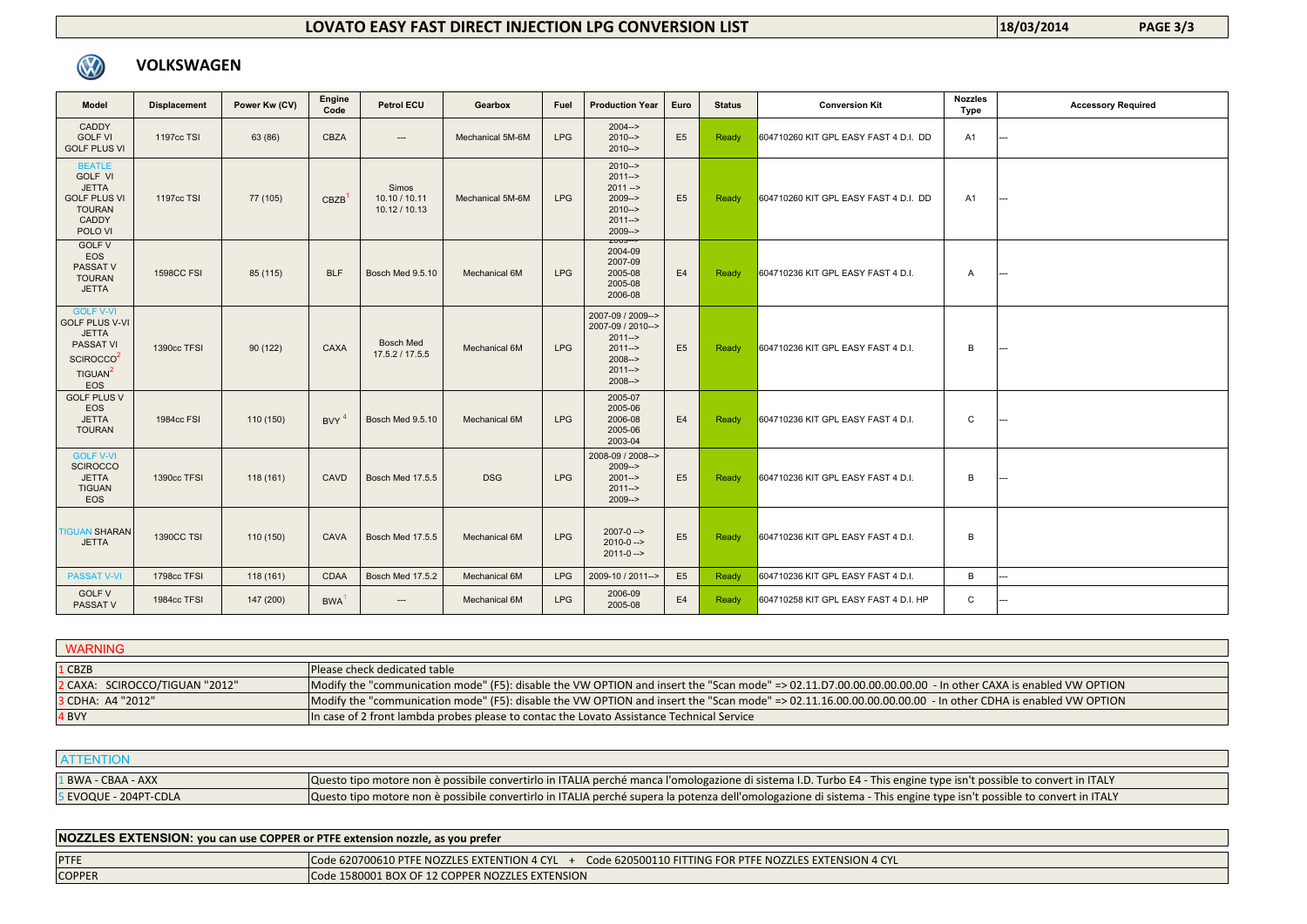# LOVATO EASY FAST DIRECT INJECTION LPG CONVERSION LIST

18/03/2014

## VOLKSWAGEN

| Model | Displacement | Power Kw (CV) | Engine Code | Petrol ECU | Gearbox | Fuel | Production Year | Euro | Status | Conversion Kit | Nozzles Type | Accessory Required |
|---|---|---|---|---|---|---|---|---|---|---|---|---|
| CADDY<br>GOLF VI<br>GOLF PLUS VI | 1197cc TSI | 63 (86) | CBZA | --- | Mechanical 5M-6M | LPG | 2004--><br>2010--><br>2010--> | E5 | Ready | 604710260 KIT GPL EASY FAST 4 D.I. DD | A1 | --- |
| BEATLE<br>GOLF VI<br>JETTA<br>GOLF PLUS VI<br>TOURAN<br>CADDY<br>POLO VI | 1197cc TSI | 77 (105) | CBZB[1] | Simos<br>10.10 / 10.11<br>10.12 / 10.13 | Mechanical 5M-6M | LPG | 2010--><br>2011--><br>2011 --><br>2009--><br>2010--><br>2011--><br>2009--> | E5 | Ready | 604710260 KIT GPL EASY FAST 4 D.I. DD | A1 | --- |
| GOLF V<br>EOS<br>PASSAT V<br>TOURAN<br>JETTA | 1598CC FSI | 85 (115) | BLF | Bosch Med 9.5.10 | Mechanical 6M | LPG | 2003-->?<br>2004-09<br>2007-09<br>2005-08<br>2005-08<br>2006-08 | E4 | Ready | 604710236 KIT GPL EASY FAST 4 D.I. | A | --- |
| GOLF V-VI<br>GOLF PLUS V-VI<br>JETTA<br>PASSAT VI<br>SCIROCCO[2]<br>TIGUAN[2]<br>EOS | 1390cc TFSI | 90 (122) | CAXA | Bosch Med<br>17.5.2 / 17.5.5 | Mechanical 6M | LPG | 2007-09 / 2009--><br>2007-09 / 2010--><br>2011--><br>2011--><br>2008--><br>2011--><br>2008--> | E5 | Ready | 604710236 KIT GPL EASY FAST 4 D.I. | B | --- |
| GOLF PLUS V<br>EOS<br>JETTA<br>TOURAN | 1984cc FSI | 110 (150) | BVY[4] | Bosch Med 9.5.10 | Mechanical 6M | LPG | 2005-07<br>2005-06<br>2006-08<br>2005-06<br>2003-04 | E4 | Ready | 604710236 KIT GPL EASY FAST 4 D.I. | C | --- |
| GOLF V-VI<br>SCIROCCO<br>JETTA<br>TIGUAN<br>EOS | 1390cc TFSI | 118 (161) | CAVD | Bosch Med 17.5.5 | DSG | LPG | 2008-09 / 2008--><br>2009--><br>2001--><br>2011--><br>2009--> | E5 | Ready | 604710236 KIT GPL EASY FAST 4 D.I. | B | --- |
| TIGUAN SHARAN<br>JETTA | 1390CC TSI | 110 (150) | CAVA | Bosch Med 17.5.5 | Mechanical 6M | LPG | 2007-0 --><br>2010-0 --><br>2011-0 --> | E5 | Ready | 604710236 KIT GPL EASY FAST 4 D.I. | B | |
| PASSAT V-VI | 1798cc TFSI | 118 (161) | CDAA | Bosch Med 17.5.2 | Mechanical 6M | LPG | 2009-10 / 2011--> | E5 | Ready | 604710236 KIT GPL EASY FAST 4 D.I. | B | --- |
| GOLF V<br>PASSAT V | 1984cc TFSI | 147 (200) | BWA[1] | --- | Mechanical 6M | LPG | 2006-09<br>2005-08 | E4 | Ready | 604710258 KIT GPL EASY FAST 4 D.I. HP | C | --- |

| WARNING | |
|---|---|
| 1 CBZB | Please check dedicated table |
| 2 CAXA: SCIROCCO/TIGUAN "2012" | Modify the "communication mode" (F5): disable the VW OPTION and insert the "Scan mode" => 02.11.D7.00.00.00.00.00.00 - In other CAXA is enabled VW OPTION |
| 3 CDHA: A4 "2012" | Modify the "communication mode" (F5): disable the VW OPTION and insert the "Scan mode" => 02.11.16.00.00.00.00.00.00 - In other CDHA is enabled VW OPTION |
| 4 BVY | In case of 2 front lambda probes please to contac the Lovato Assistance Technical Service |

| ATTENTION | |
|---|---|
| 1 BWA - CBAA - AXX | Questo tipo motore non è possibile convertirlo in ITALIA perché manca l'omologazione di sistema I.D. Turbo E4 - This engine type isn't possible to convert in ITALY |
| 5 EVOQUE - 204PT-CDLA | Questo tipo motore non è possibile convertirlo in ITALIA perché supera la potenza dell'omologazione di sistema - This engine type isn't possible to convert in ITALY |

| **NOZZLES EXTENSION:** you can use COPPER or PTFE extension nozzle, as you prefer | |
|---|---|
| PTFE | Code 620700610 PTFE NOZZLES EXTENTION 4 CYL + Code 620500110 FITTING FOR PTFE NOZZLES EXTENSION 4 CYL |
| COPPER | Code 1580001 BOX OF 12 COPPER NOZZLES EXTENSION |